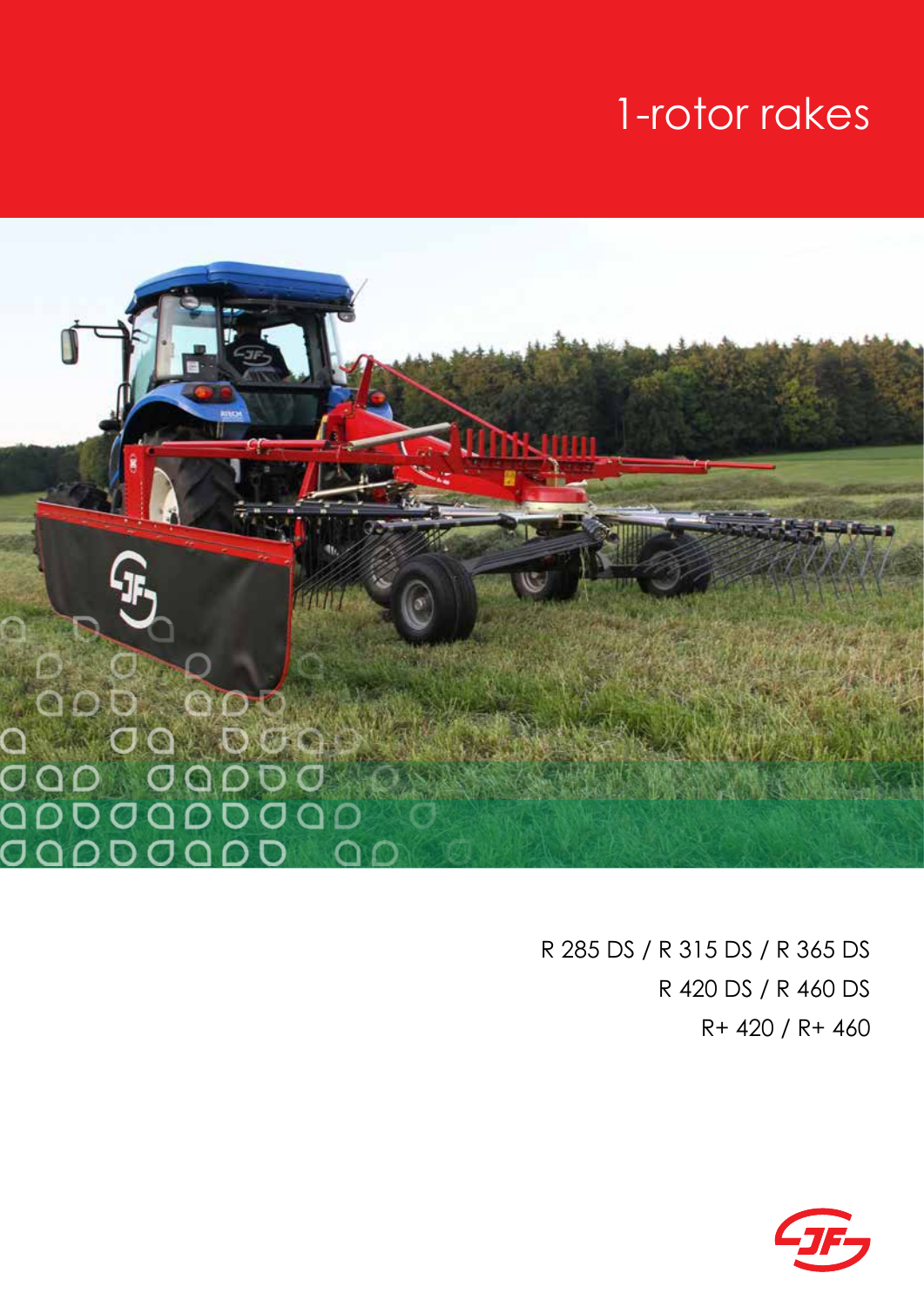# 1-rotor rakes

R 285 DS / R 315 DS / R 365 DS

R 420 DS / R 460 DS

R+ 420 / R+ 460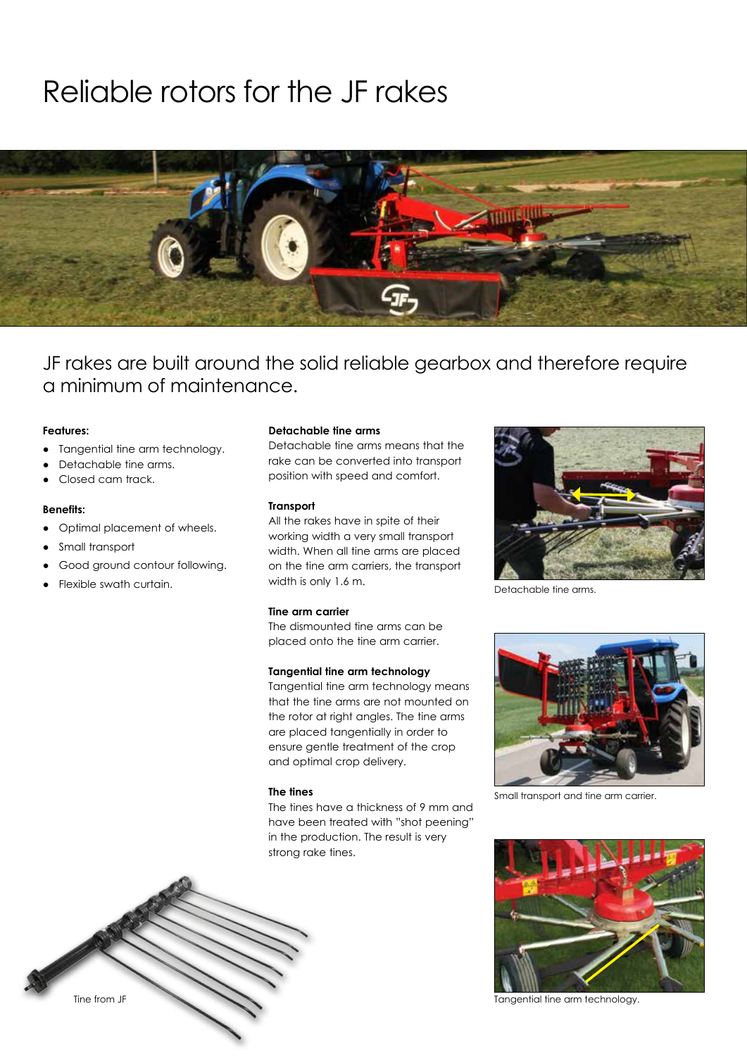# Reliable rotors for the JF rakes

JF rakes are built around the solid reliable gearbox and therefore require a minimum of maintenance.

**Features:**

- Tangential tine arm technology.
- Detachable tine arms.
- Closed cam track.

**Benefits:**

- Optimal placement of wheels.
- Small transport
- Good ground contour following.
- Flexible swath curtain.

**Detachable tine arms**
Detachable tine arms means that the rake can be converted into transport position with speed and comfort.

**Transport**
All the rakes have in spite of their working width a very small transport width. When all tine arms are placed on the tine arm carriers, the transport width is only 1.6 m.

**Tine arm carrier**
The dismounted tine arms can be placed onto the tine arm carrier.

**Tangential tine arm technology**
Tangential tine arm technology means that the tine arms are not mounted on the rotor at right angles. The tine arms are placed tangentially in order to ensure gentle treatment of the crop and optimal crop delivery.

**The tines**
The tines have a thickness of 9 mm and have been treated with "shot peening" in the production. The result is very strong rake tines.

Detachable tine arms.

Small transport and tine arm carrier.

Tangential tine arm technology.

Tine from JF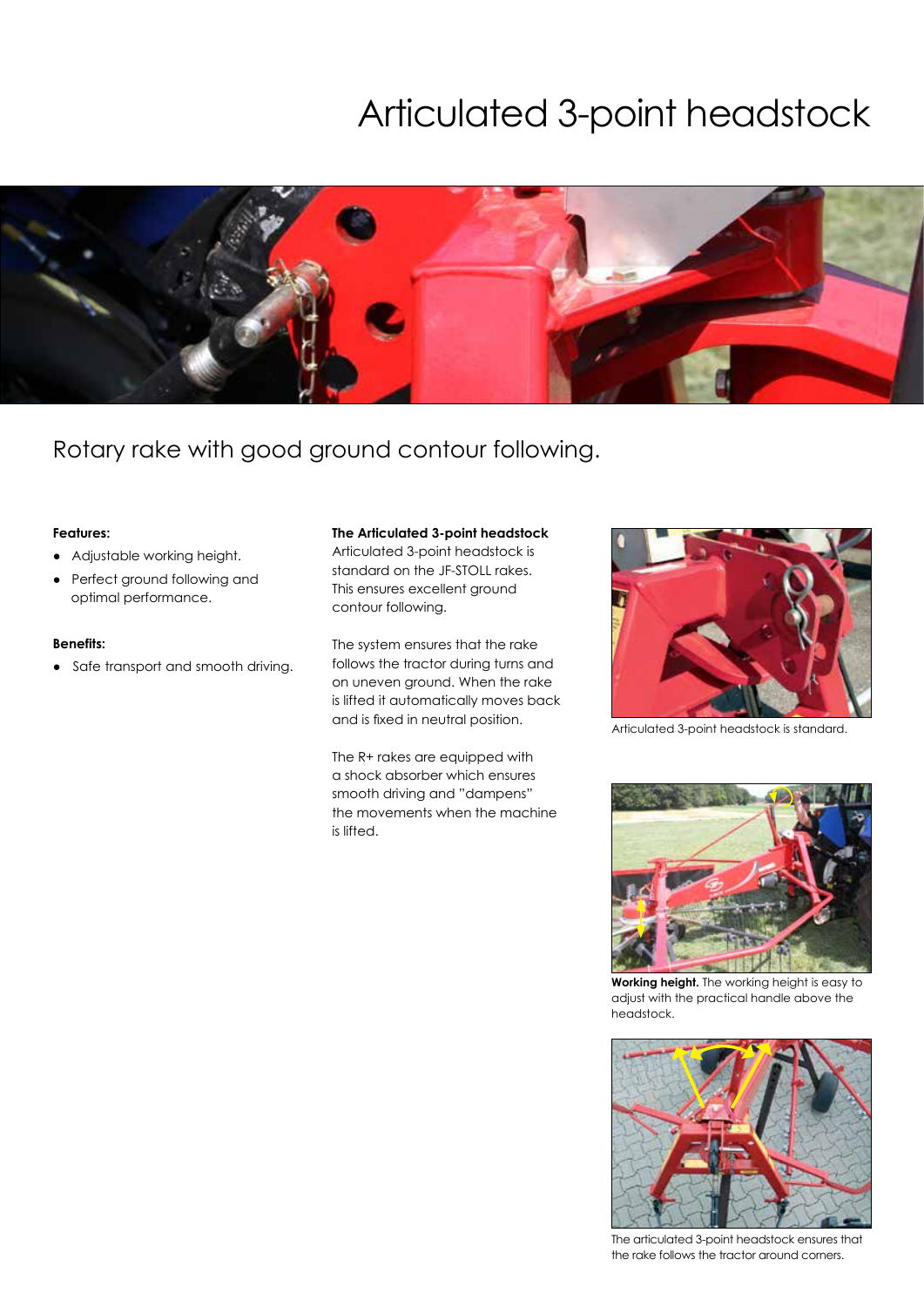# Articulated 3-point headstock

## Rotary rake with good ground contour following.

**Features:**

- Adjustable working height.
- Perfect ground following and optimal performance.

**Benefits:**

- Safe transport and smooth driving.

**The Articulated 3-point headstock**

Articulated 3-point headstock is standard on the JF-STOLL rakes. This ensures excellent ground contour following.

The system ensures that the rake follows the tractor during turns and on uneven ground. When the rake is lifted it automatically moves back and is fixed in neutral position.

The R+ rakes are equipped with a shock absorber which ensures smooth driving and "dampens" the movements when the machine is lifted.

Articulated 3-point headstock is standard.

**Working height.** The working height is easy to adjust with the practical handle above the headstock.

The articulated 3-point headstock ensures that the rake follows the tractor around corners.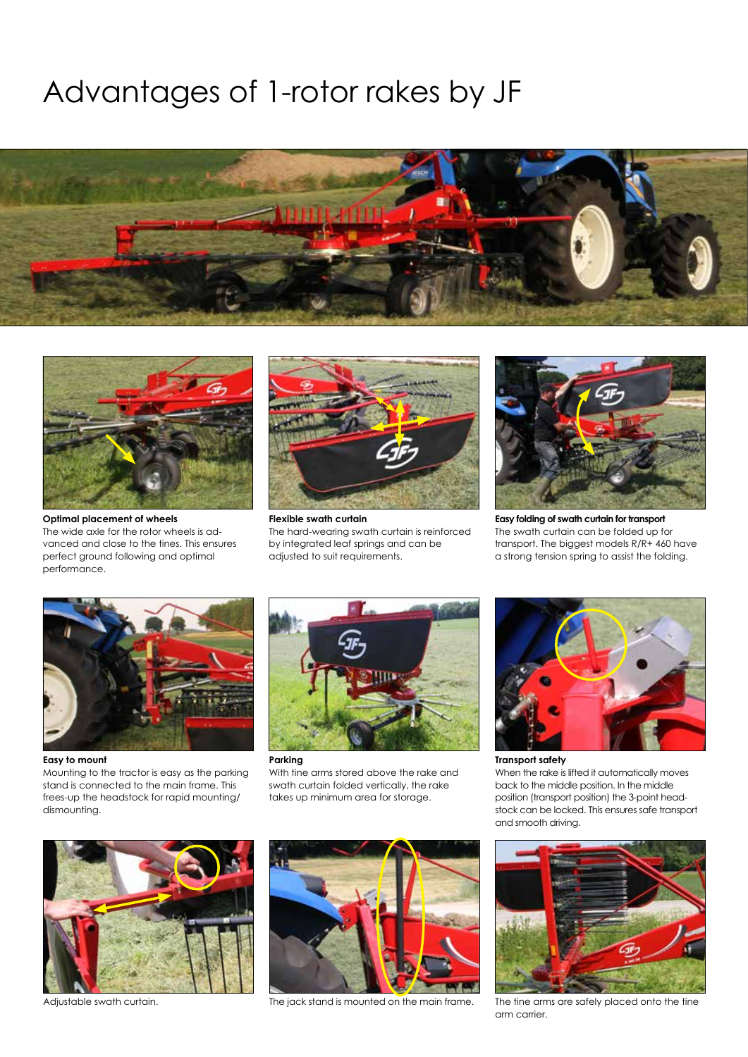# Advantages of 1-rotor rakes by JF

**Optimal placement of wheels**
The wide axle for the rotor wheels is advanced and close to the tines. This ensures perfect ground following and optimal performance.

**Flexible swath curtain**
The hard-wearing swath curtain is reinforced by integrated leaf springs and can be adjusted to suit requirements.

**Easy folding of swath curtain for transport**
The swath curtain can be folded up for transport. The biggest models R/R+ 460 have a strong tension spring to assist the folding.

**Easy to mount**
Mounting to the tractor is easy as the parking stand is connected to the main frame. This frees-up the headstock for rapid mounting/dismounting.

**Parking**
With tine arms stored above the rake and swath curtain folded vertically, the rake takes up minimum area for storage.

**Transport safety**
When the rake is lifted it automatically moves back to the middle position. In the middle position (transport position) the 3-point headstock can be locked. This ensures safe transport and smooth driving.

Adjustable swath curtain.

The jack stand is mounted on the main frame.

The tine arms are safely placed onto the tine arm carrier.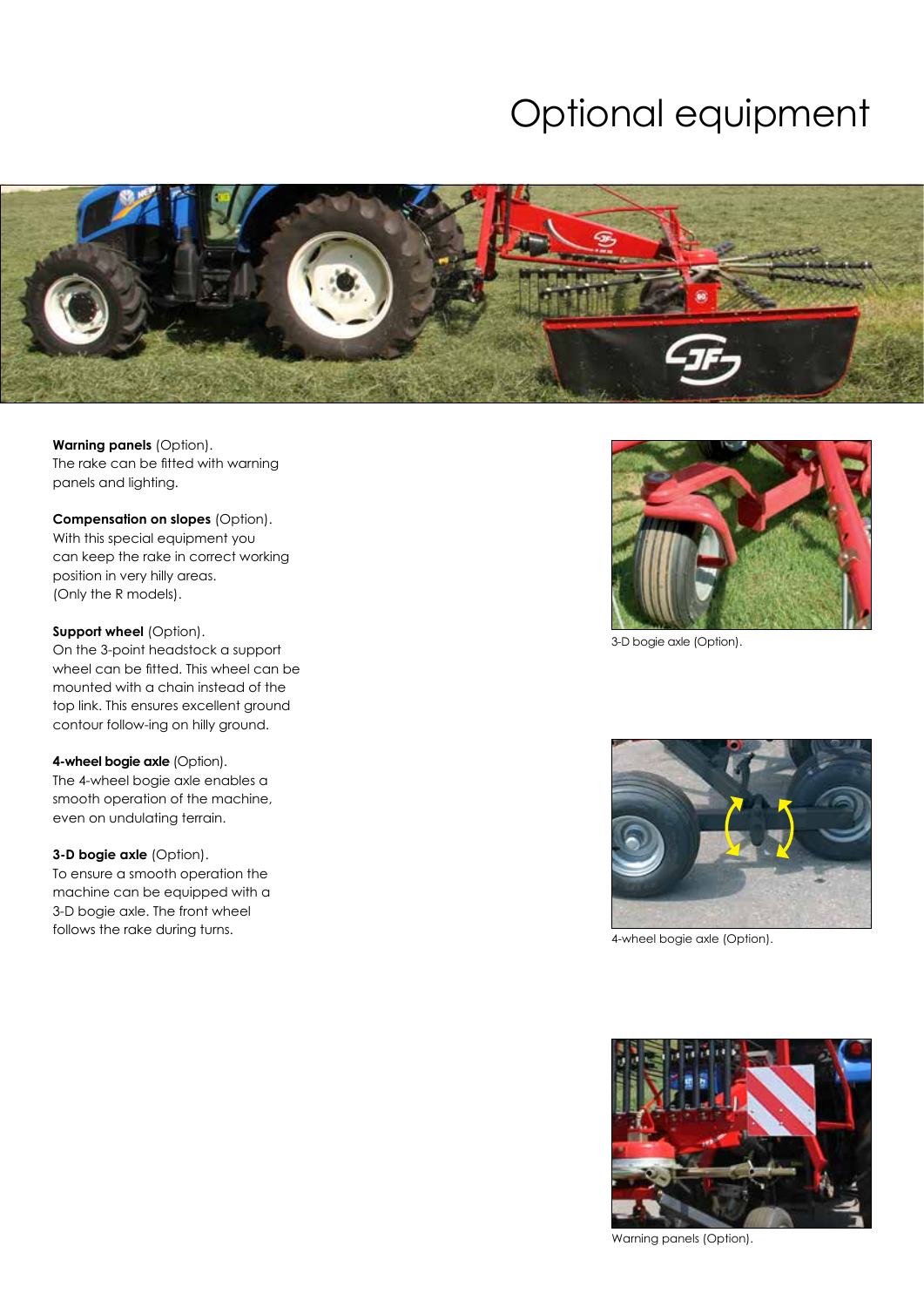# Optional equipment

**Warning panels** (Option).
The rake can be fitted with warning panels and lighting.

**Compensation on slopes** (Option).
With this special equipment you can keep the rake in correct working position in very hilly areas.
(Only the R models).

**Support wheel** (Option).
On the 3-point headstock a support wheel can be fitted. This wheel can be mounted with a chain instead of the top link. This ensures excellent ground contour follow-ing on hilly ground.

**4-wheel bogie axle** (Option).
The 4-wheel bogie axle enables a smooth operation of the machine, even on undulating terrain.

**3-D bogie axle** (Option).
To ensure a smooth operation the machine can be equipped with a 3-D bogie axle. The front wheel follows the rake during turns.

3-D bogie axle (Option).

4-wheel bogie axle (Option).

Warning panels (Option).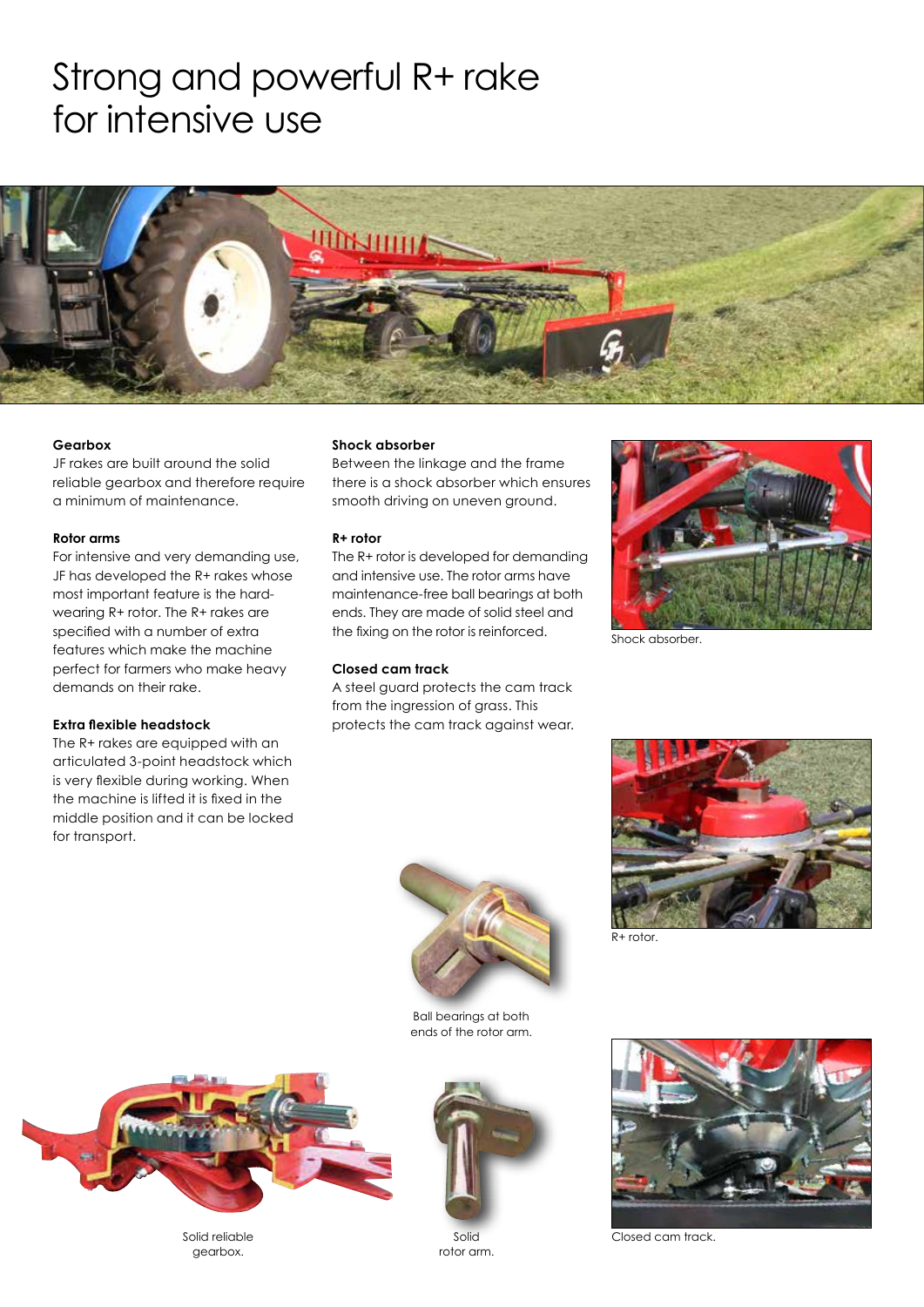# Strong and powerful R+ rake for intensive use

### Gearbox

JF rakes are built around the solid reliable gearbox and therefore require a minimum of maintenance.

### Rotor arms

For intensive and very demanding use, JF has developed the R+ rakes whose most important feature is the hard-wearing R+ rotor. The R+ rakes are specified with a number of extra features which make the machine perfect for farmers who make heavy demands on their rake.

### Extra flexible headstock

The R+ rakes are equipped with an articulated 3-point headstock which is very flexible during working. When the machine is lifted it is fixed in the middle position and it can be locked for transport.

### Shock absorber

Between the linkage and the frame there is a shock absorber which ensures smooth driving on uneven ground.

### R+ rotor

The R+ rotor is developed for demanding and intensive use. The rotor arms have maintenance-free ball bearings at both ends. They are made of solid steel and the fixing on the rotor is reinforced.

### Closed cam track

A steel guard protects the cam track from the ingression of grass. This protects the cam track against wear.

Shock absorber.

R+ rotor.

Ball bearings at both ends of the rotor arm.

Solid reliable gearbox.

Solid rotor arm.

Closed cam track.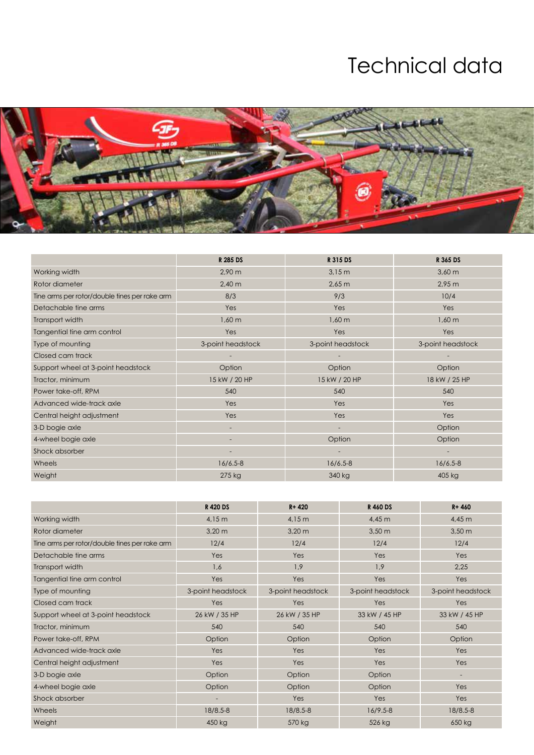# Technical data

| | R 285 DS | R 315 DS | R 365 DS |
|---|---|---|---|
| Working width | 2,90 m | 3,15 m | 3,60 m |
| Rotor diameter | 2,40 m | 2,65 m | 2,95 m |
| Tine arms per rotor/double tines per rake arm | 8/3 | 9/3 | 10/4 |
| Detachable tine arms | Yes | Yes | Yes |
| Transport width | 1,60 m | 1,60 m | 1,60 m |
| Tangential tine arm control | Yes | Yes | Yes |
| Type of mounting | 3-point headstock | 3-point headstock | 3-point headstock |
| Closed cam track | - | - | - |
| Support wheel at 3-point headstock | Option | Option | Option |
| Tractor, minimum | 15 kW / 20 HP | 15 kW / 20 HP | 18 kW / 25 HP |
| Power take-off, RPM | 540 | 540 | 540 |
| Advanced wide-track axle | Yes | Yes | Yes |
| Central height adjustment | Yes | Yes | Yes |
| 3-D bogie axle | - | - | Option |
| 4-wheel bogie axle | - | Option | Option |
| Shock absorber | - | - | - |
| Wheels | 16/6.5-8 | 16/6.5-8 | 16/6.5-8 |
| Weight | 275 kg | 340 kg | 405 kg |

| | R 420 DS | R+ 420 | R 460 DS | R+ 460 |
|---|---|---|---|---|
| Working width | 4,15 m | 4,15 m | 4,45 m | 4,45 m |
| Rotor diameter | 3,20 m | 3,20 m | 3,50 m | 3,50 m |
| Tine arms per rotor/double tines per rake arm | 12/4 | 12/4 | 12/4 | 12/4 |
| Detachable tine arms | Yes | Yes | Yes | Yes |
| Transport width | 1,6 | 1,9 | 1,9 | 2,25 |
| Tangential tine arm control | Yes | Yes | Yes | Yes |
| Type of mounting | 3-point headstock | 3-point headstock | 3-point headstock | 3-point headstock |
| Closed cam track | Yes | Yes | Yes | Yes |
| Support wheel at 3-point headstock | 26 kW / 35 HP | 26 kW / 35 HP | 33 kW / 45 HP | 33 kW / 45 HP |
| Tractor, minimum | 540 | 540 | 540 | 540 |
| Power take-off, RPM | Option | Option | Option | Option |
| Advanced wide-track axle | Yes | Yes | Yes | Yes |
| Central height adjustment | Yes | Yes | Yes | Yes |
| 3-D bogie axle | Option | Option | Option | - |
| 4-wheel bogie axle | Option | Option | Option | Yes |
| Shock absorber | - | Yes | Yes | Yes |
| Wheels | 18/8.5-8 | 18/8.5-8 | 16/9.5-8 | 18/8.5-8 |
| Weight | 450 kg | 570 kg | 526 kg | 650 kg |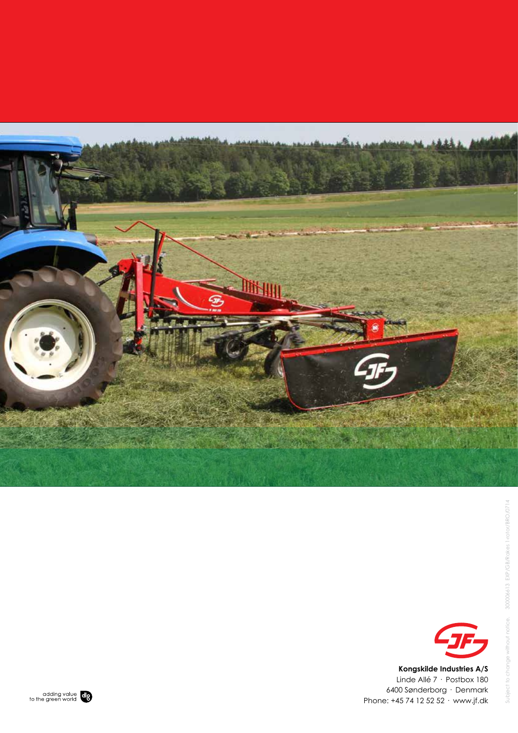**Kongskilde Industries A/S**
Linde Allé 7 · Postbox 180
6400 Sønderborg · Denmark
Phone: +45 74 12 52 52 · www.jf.dk

adding value
to the green world

Subject to change without notice. 300006613 EXP/GB/Rakes 1-rotor/BRO/0714